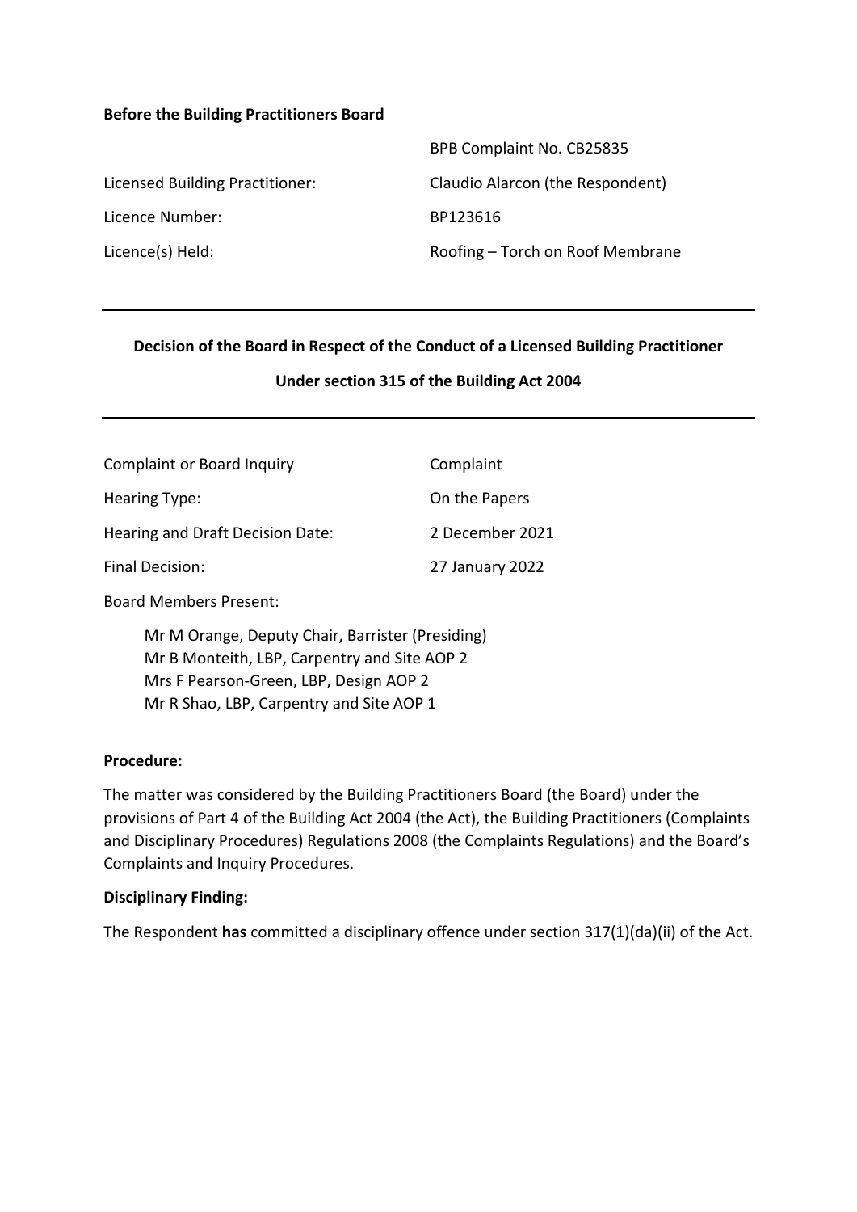**Before the Building Practitioners Board**

| | |
|---|---|
| | BPB Complaint No. CB25835 |
| Licensed Building Practitioner: | Claudio Alarcon (the Respondent) |
| Licence Number: | BP123616 |
| Licence(s) Held: | Roofing – Torch on Roof Membrane |

---

**Decision of the Board in Respect of the Conduct of a Licensed Building Practitioner**

**Under section 315 of the Building Act 2004**

---

| | |
|---|---|
| Complaint or Board Inquiry | Complaint |
| Hearing Type: | On the Papers |
| Hearing and Draft Decision Date: | 2 December 2021 |
| Final Decision: | 27 January 2022 |

Board Members Present:

Mr M Orange, Deputy Chair, Barrister (Presiding)
Mr B Monteith, LBP, Carpentry and Site AOP 2
Mrs F Pearson-Green, LBP, Design AOP 2
Mr R Shao, LBP, Carpentry and Site AOP 1

**Procedure:**

The matter was considered by the Building Practitioners Board (the Board) under the provisions of Part 4 of the Building Act 2004 (the Act), the Building Practitioners (Complaints and Disciplinary Procedures) Regulations 2008 (the Complaints Regulations) and the Board's Complaints and Inquiry Procedures.

**Disciplinary Finding:**

The Respondent **has** committed a disciplinary offence under section 317(1)(da)(ii) of the Act.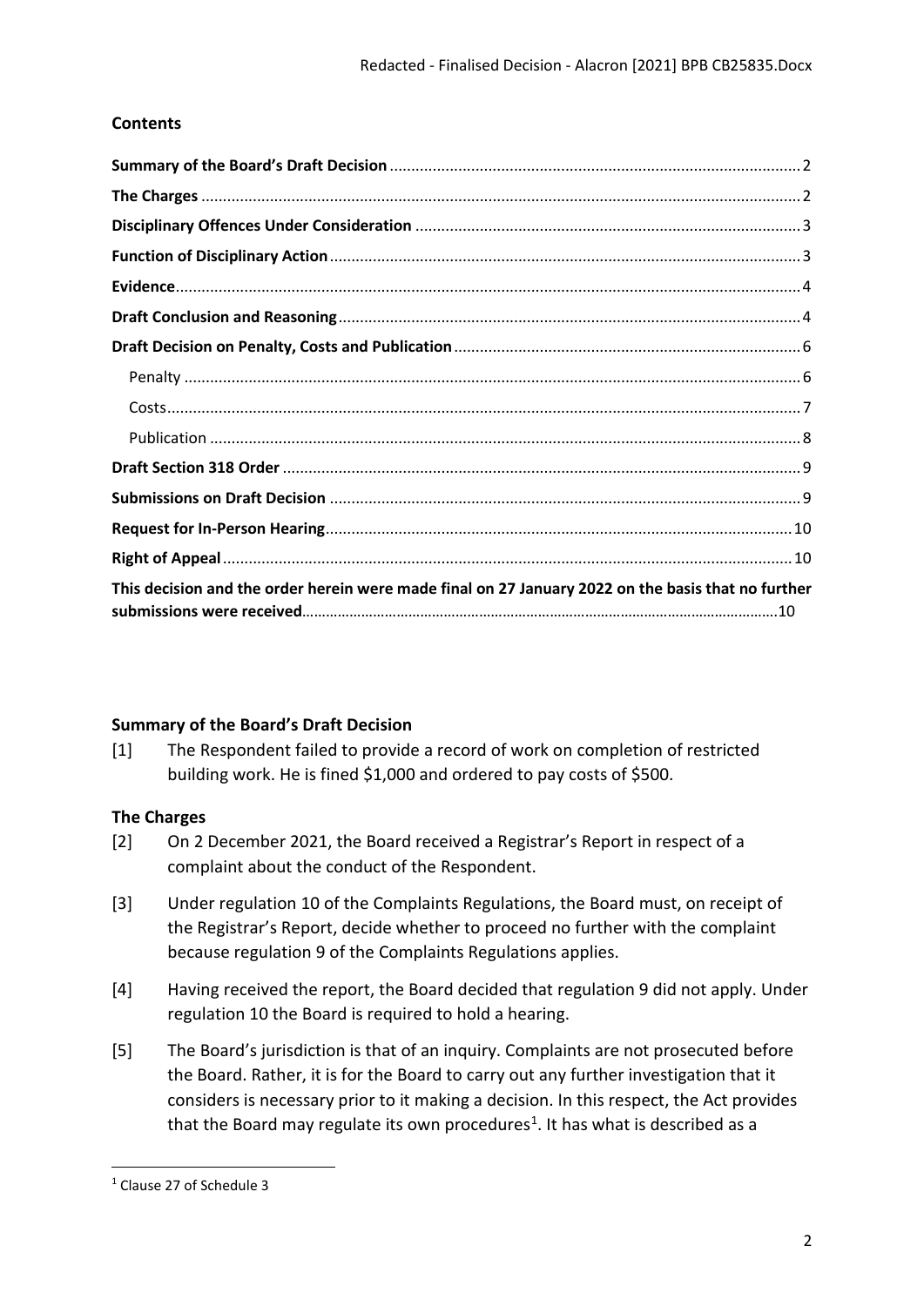## Contents

- **Summary of the Board's Draft Decision** ........ 2
- **The Charges** ........ 2
- **Disciplinary Offences Under Consideration** ........ 3
- **Function of Disciplinary Action** ........ 3
- **Evidence** ........ 4
- **Draft Conclusion and Reasoning** ........ 4
- **Draft Decision on Penalty, Costs and Publication** ........ 6
  - Penalty ........ 6
  - Costs ........ 7
  - Publication ........ 8
- **Draft Section 318 Order** ........ 9
- **Submissions on Draft Decision** ........ 9
- **Request for In-Person Hearing** ........ 10
- **Right of Appeal** ........ 10
- **This decision and the order herein were made final on 27 January 2022 on the basis that no further submissions were received** ........ 10

## Summary of the Board's Draft Decision

[1] The Respondent failed to provide a record of work on completion of restricted building work. He is fined $1,000 and ordered to pay costs of $500.

## The Charges

[2] On 2 December 2021, the Board received a Registrar's Report in respect of a complaint about the conduct of the Respondent.

[3] Under regulation 10 of the Complaints Regulations, the Board must, on receipt of the Registrar's Report, decide whether to proceed no further with the complaint because regulation 9 of the Complaints Regulations applies.

[4] Having received the report, the Board decided that regulation 9 did not apply. Under regulation 10 the Board is required to hold a hearing.

[5] The Board's jurisdiction is that of an inquiry. Complaints are not prosecuted before the Board. Rather, it is for the Board to carry out any further investigation that it considers is necessary prior to it making a decision. In this respect, the Act provides that the Board may regulate its own procedures[1]. It has what is described as a

[1] Clause 27 of Schedule 3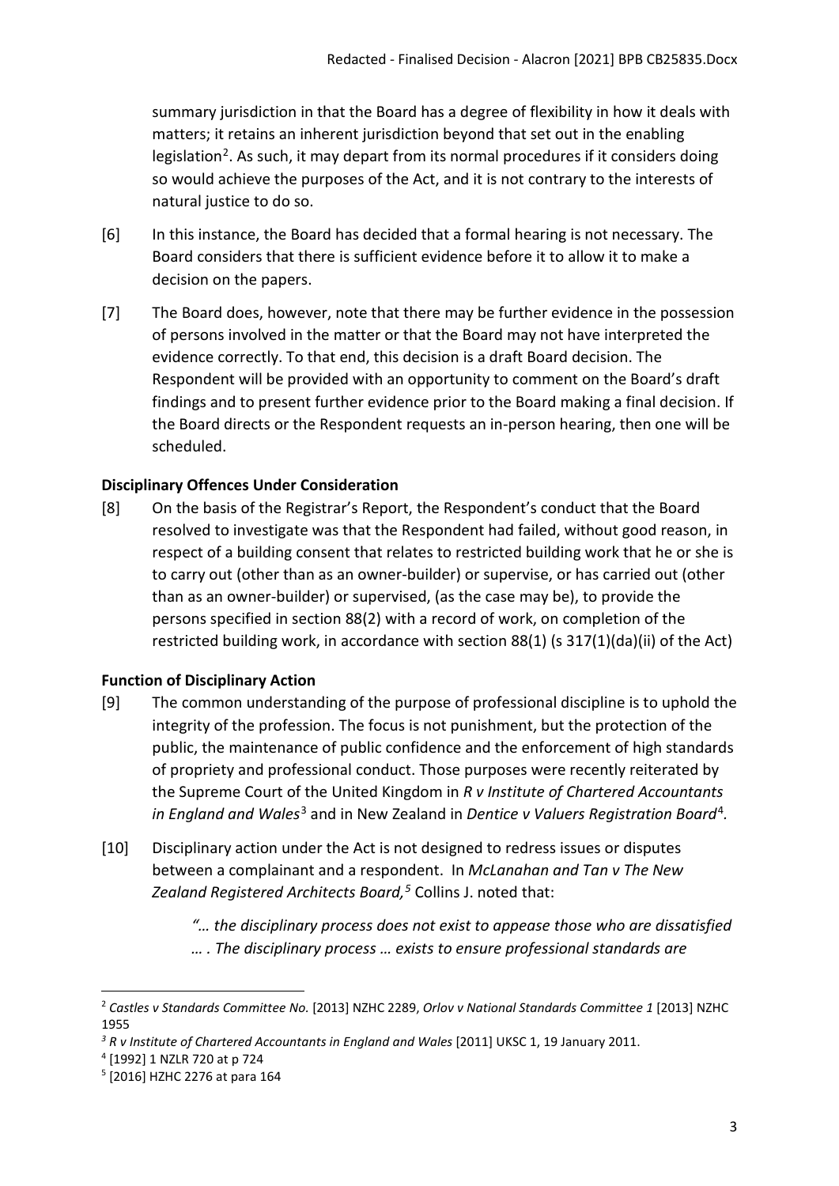summary jurisdiction in that the Board has a degree of flexibility in how it deals with matters; it retains an inherent jurisdiction beyond that set out in the enabling legislation[2]. As such, it may depart from its normal procedures if it considers doing so would achieve the purposes of the Act, and it is not contrary to the interests of natural justice to do so.

[6] In this instance, the Board has decided that a formal hearing is not necessary. The Board considers that there is sufficient evidence before it to allow it to make a decision on the papers.

[7] The Board does, however, note that there may be further evidence in the possession of persons involved in the matter or that the Board may not have interpreted the evidence correctly. To that end, this decision is a draft Board decision. The Respondent will be provided with an opportunity to comment on the Board's draft findings and to present further evidence prior to the Board making a final decision. If the Board directs or the Respondent requests an in-person hearing, then one will be scheduled.

**Disciplinary Offences Under Consideration**

[8] On the basis of the Registrar's Report, the Respondent's conduct that the Board resolved to investigate was that the Respondent had failed, without good reason, in respect of a building consent that relates to restricted building work that he or she is to carry out (other than as an owner-builder) or supervise, or has carried out (other than as an owner-builder) or supervised, (as the case may be), to provide the persons specified in section 88(2) with a record of work, on completion of the restricted building work, in accordance with section 88(1) (s 317(1)(da)(ii) of the Act)

**Function of Disciplinary Action**

[9] The common understanding of the purpose of professional discipline is to uphold the integrity of the profession. The focus is not punishment, but the protection of the public, the maintenance of public confidence and the enforcement of high standards of propriety and professional conduct. Those purposes were recently reiterated by the Supreme Court of the United Kingdom in *R v Institute of Chartered Accountants in England and Wales*[3] and in New Zealand in *Dentice v Valuers Registration Board*[4].

[10] Disciplinary action under the Act is not designed to redress issues or disputes between a complainant and a respondent. In *McLanahan and Tan v The New Zealand Registered Architects Board,*[5] Collins J. noted that:

> *"… the disciplinary process does not exist to appease those who are dissatisfied … . The disciplinary process … exists to ensure professional standards are*

---

[2] *Castles v Standards Committee No.* [2013] NZHC 2289, *Orlov v National Standards Committee 1* [2013] NZHC 1955

[3] *R v Institute of Chartered Accountants in England and Wales* [2011] UKSC 1, 19 January 2011.

[4] [1992] 1 NZLR 720 at p 724

[5] [2016] HZHC 2276 at para 164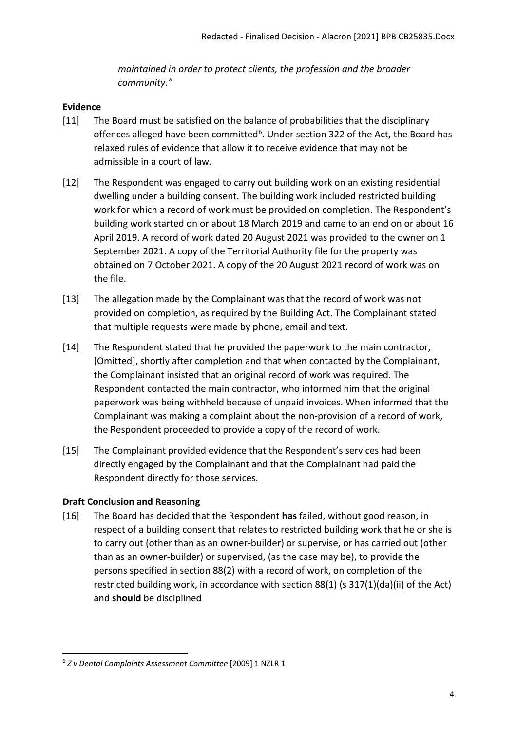*maintained in order to protect clients, the profession and the broader community."*

**Evidence**

[11] The Board must be satisfied on the balance of probabilities that the disciplinary offences alleged have been committed[6]. Under section 322 of the Act, the Board has relaxed rules of evidence that allow it to receive evidence that may not be admissible in a court of law.

[12] The Respondent was engaged to carry out building work on an existing residential dwelling under a building consent. The building work included restricted building work for which a record of work must be provided on completion. The Respondent's building work started on or about 18 March 2019 and came to an end on or about 16 April 2019. A record of work dated 20 August 2021 was provided to the owner on 1 September 2021. A copy of the Territorial Authority file for the property was obtained on 7 October 2021. A copy of the 20 August 2021 record of work was on the file.

[13] The allegation made by the Complainant was that the record of work was not provided on completion, as required by the Building Act. The Complainant stated that multiple requests were made by phone, email and text.

[14] The Respondent stated that he provided the paperwork to the main contractor, [Omitted], shortly after completion and that when contacted by the Complainant, the Complainant insisted that an original record of work was required. The Respondent contacted the main contractor, who informed him that the original paperwork was being withheld because of unpaid invoices. When informed that the Complainant was making a complaint about the non-provision of a record of work, the Respondent proceeded to provide a copy of the record of work.

[15] The Complainant provided evidence that the Respondent's services had been directly engaged by the Complainant and that the Complainant had paid the Respondent directly for those services.

**Draft Conclusion and Reasoning**

[16] The Board has decided that the Respondent **has** failed, without good reason, in respect of a building consent that relates to restricted building work that he or she is to carry out (other than as an owner-builder) or supervise, or has carried out (other than as an owner-builder) or supervised, (as the case may be), to provide the persons specified in section 88(2) with a record of work, on completion of the restricted building work, in accordance with section 88(1) (s 317(1)(da)(ii) of the Act) and **should** be disciplined

[6] *Z v Dental Complaints Assessment Committee* [2009] 1 NZLR 1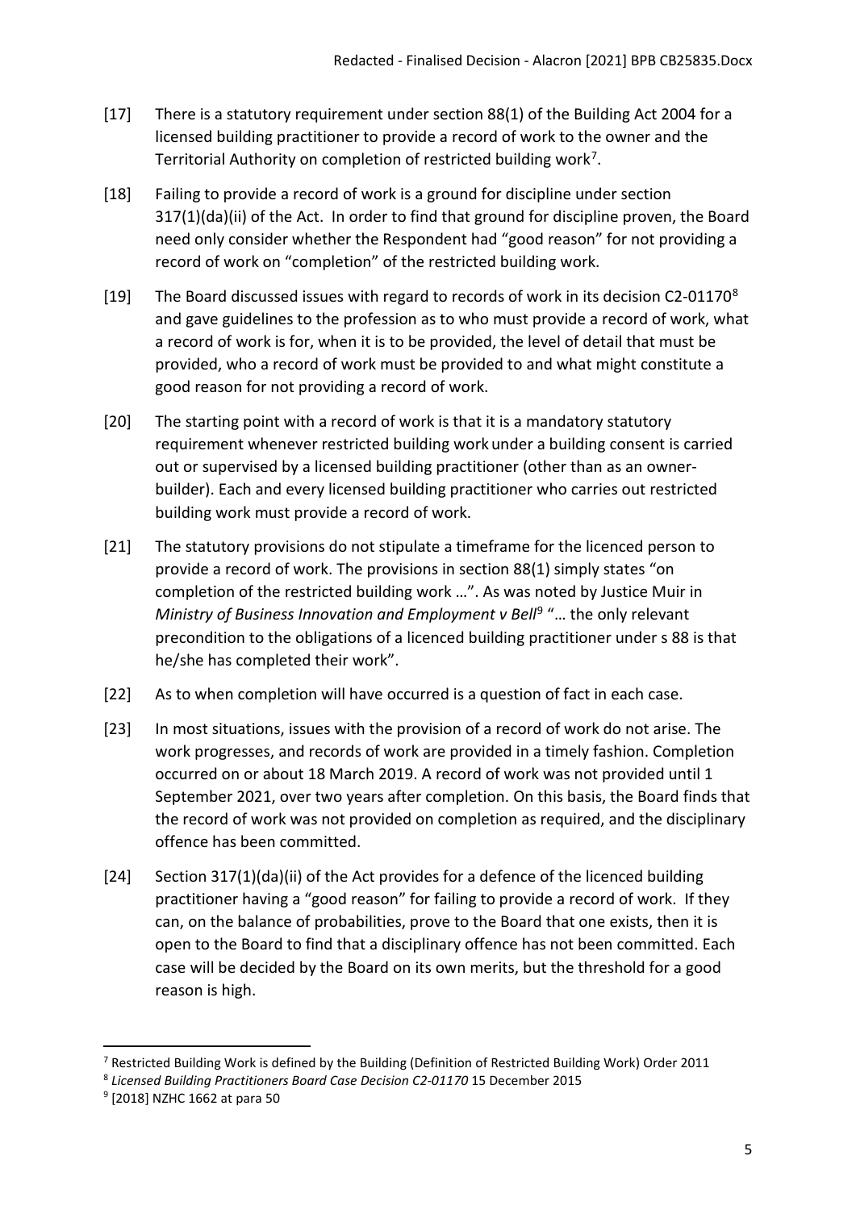[17] There is a statutory requirement under section 88(1) of the Building Act 2004 for a licensed building practitioner to provide a record of work to the owner and the Territorial Authority on completion of restricted building work[7].

[18] Failing to provide a record of work is a ground for discipline under section 317(1)(da)(ii) of the Act. In order to find that ground for discipline proven, the Board need only consider whether the Respondent had "good reason" for not providing a record of work on "completion" of the restricted building work.

[19] The Board discussed issues with regard to records of work in its decision C2-01170[8] and gave guidelines to the profession as to who must provide a record of work, what a record of work is for, when it is to be provided, the level of detail that must be provided, who a record of work must be provided to and what might constitute a good reason for not providing a record of work.

[20] The starting point with a record of work is that it is a mandatory statutory requirement whenever restricted building work under a building consent is carried out or supervised by a licensed building practitioner (other than as an owner-builder). Each and every licensed building practitioner who carries out restricted building work must provide a record of work.

[21] The statutory provisions do not stipulate a timeframe for the licenced person to provide a record of work. The provisions in section 88(1) simply states "on completion of the restricted building work …". As was noted by Justice Muir in *Ministry of Business Innovation and Employment v Bell*[9] "… the only relevant precondition to the obligations of a licenced building practitioner under s 88 is that he/she has completed their work".

[22] As to when completion will have occurred is a question of fact in each case.

[23] In most situations, issues with the provision of a record of work do not arise. The work progresses, and records of work are provided in a timely fashion. Completion occurred on or about 18 March 2019. A record of work was not provided until 1 September 2021, over two years after completion. On this basis, the Board finds that the record of work was not provided on completion as required, and the disciplinary offence has been committed.

[24] Section 317(1)(da)(ii) of the Act provides for a defence of the licenced building practitioner having a "good reason" for failing to provide a record of work. If they can, on the balance of probabilities, prove to the Board that one exists, then it is open to the Board to find that a disciplinary offence has not been committed. Each case will be decided by the Board on its own merits, but the threshold for a good reason is high.

---

[7] Restricted Building Work is defined by the Building (Definition of Restricted Building Work) Order 2011

[8] *Licensed Building Practitioners Board Case Decision C2-01170* 15 December 2015

[9] [2018] NZHC 1662 at para 50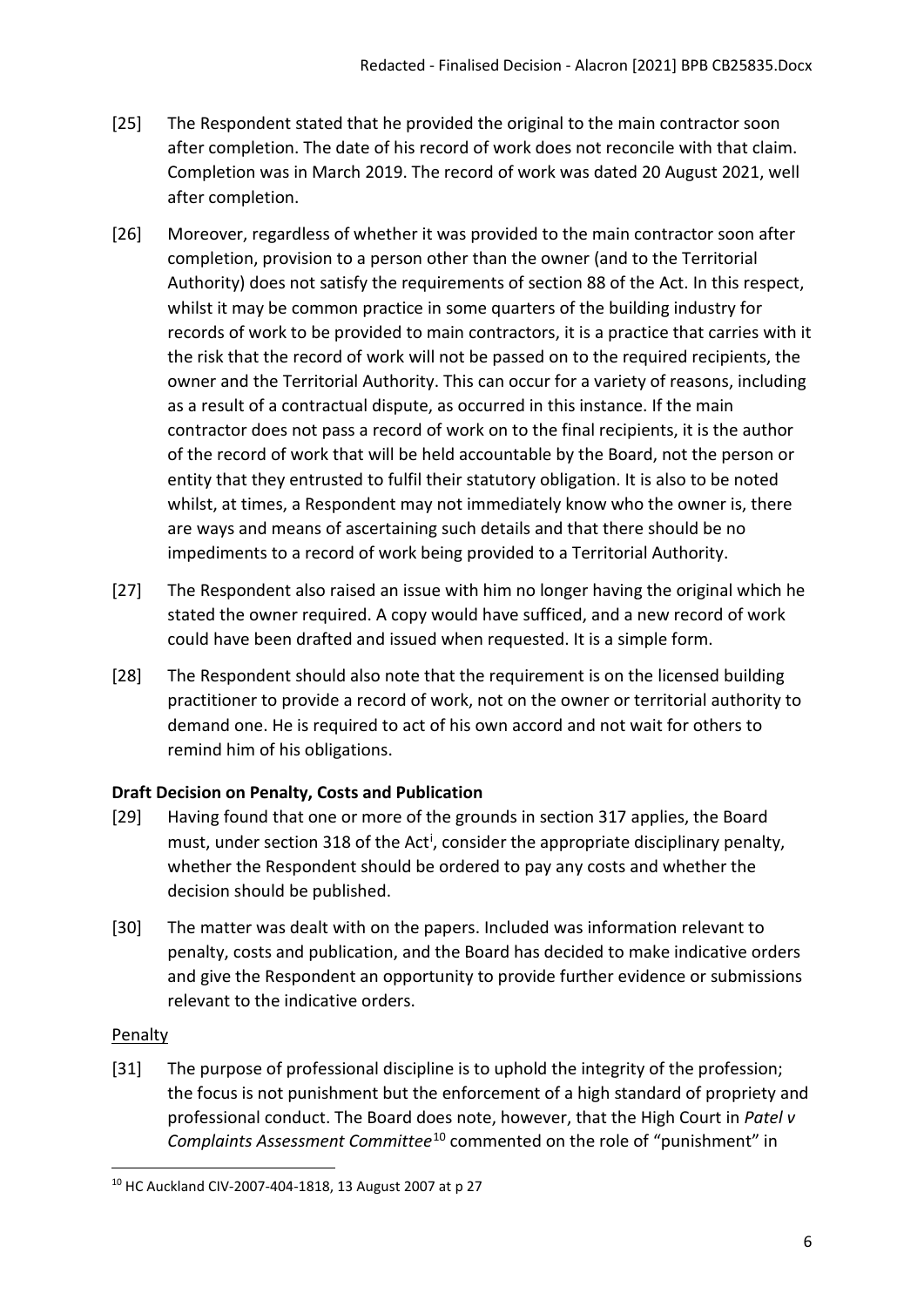[25] The Respondent stated that he provided the original to the main contractor soon after completion. The date of his record of work does not reconcile with that claim. Completion was in March 2019. The record of work was dated 20 August 2021, well after completion.

[26] Moreover, regardless of whether it was provided to the main contractor soon after completion, provision to a person other than the owner (and to the Territorial Authority) does not satisfy the requirements of section 88 of the Act. In this respect, whilst it may be common practice in some quarters of the building industry for records of work to be provided to main contractors, it is a practice that carries with it the risk that the record of work will not be passed on to the required recipients, the owner and the Territorial Authority. This can occur for a variety of reasons, including as a result of a contractual dispute, as occurred in this instance. If the main contractor does not pass a record of work on to the final recipients, it is the author of the record of work that will be held accountable by the Board, not the person or entity that they entrusted to fulfil their statutory obligation. It is also to be noted whilst, at times, a Respondent may not immediately know who the owner is, there are ways and means of ascertaining such details and that there should be no impediments to a record of work being provided to a Territorial Authority.

[27] The Respondent also raised an issue with him no longer having the original which he stated the owner required. A copy would have sufficed, and a new record of work could have been drafted and issued when requested. It is a simple form.

[28] The Respondent should also note that the requirement is on the licensed building practitioner to provide a record of work, not on the owner or territorial authority to demand one. He is required to act of his own accord and not wait for others to remind him of his obligations.

### Draft Decision on Penalty, Costs and Publication

[29] Having found that one or more of the grounds in section 317 applies, the Board must, under section 318 of the Act[i], consider the appropriate disciplinary penalty, whether the Respondent should be ordered to pay any costs and whether the decision should be published.

[30] The matter was dealt with on the papers. Included was information relevant to penalty, costs and publication, and the Board has decided to make indicative orders and give the Respondent an opportunity to provide further evidence or submissions relevant to the indicative orders.

#### Penalty

[31] The purpose of professional discipline is to uphold the integrity of the profession; the focus is not punishment but the enforcement of a high standard of propriety and professional conduct. The Board does note, however, that the High Court in *Patel v Complaints Assessment Committee*[10] commented on the role of "punishment" in

---

[10] HC Auckland CIV-2007-404-1818, 13 August 2007 at p 27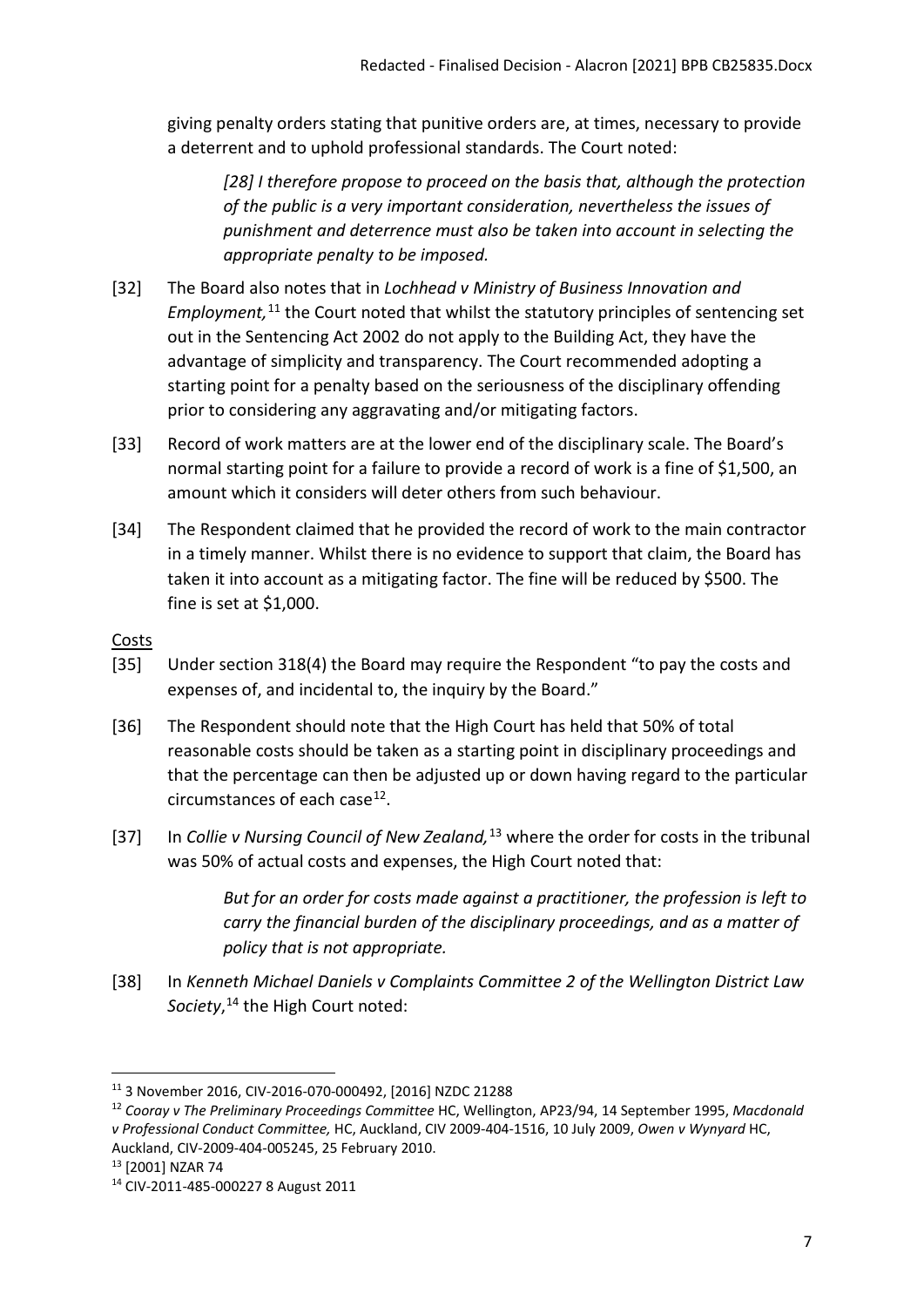giving penalty orders stating that punitive orders are, at times, necessary to provide a deterrent and to uphold professional standards. The Court noted:

> *[28] I therefore propose to proceed on the basis that, although the protection of the public is a very important consideration, nevertheless the issues of punishment and deterrence must also be taken into account in selecting the appropriate penalty to be imposed.*

[32] The Board also notes that in *Lochhead v Ministry of Business Innovation and Employment,*[11] the Court noted that whilst the statutory principles of sentencing set out in the Sentencing Act 2002 do not apply to the Building Act, they have the advantage of simplicity and transparency. The Court recommended adopting a starting point for a penalty based on the seriousness of the disciplinary offending prior to considering any aggravating and/or mitigating factors.

[33] Record of work matters are at the lower end of the disciplinary scale. The Board's normal starting point for a failure to provide a record of work is a fine of $1,500, an amount which it considers will deter others from such behaviour.

[34] The Respondent claimed that he provided the record of work to the main contractor in a timely manner. Whilst there is no evidence to support that claim, the Board has taken it into account as a mitigating factor. The fine will be reduced by $500. The fine is set at $1,000.

Costs

[35] Under section 318(4) the Board may require the Respondent "to pay the costs and expenses of, and incidental to, the inquiry by the Board."

[36] The Respondent should note that the High Court has held that 50% of total reasonable costs should be taken as a starting point in disciplinary proceedings and that the percentage can then be adjusted up or down having regard to the particular circumstances of each case[12].

[37] In *Collie v Nursing Council of New Zealand,*[13] where the order for costs in the tribunal was 50% of actual costs and expenses, the High Court noted that:

> *But for an order for costs made against a practitioner, the profession is left to carry the financial burden of the disciplinary proceedings, and as a matter of policy that is not appropriate.*

[38] In *Kenneth Michael Daniels v Complaints Committee 2 of the Wellington District Law Society*,[14] the High Court noted:

---

[11] 3 November 2016, CIV-2016-070-000492, [2016] NZDC 21288

[12] *Cooray v The Preliminary Proceedings Committee* HC, Wellington, AP23/94, 14 September 1995, *Macdonald v Professional Conduct Committee,* HC, Auckland, CIV 2009-404-1516, 10 July 2009, *Owen v Wynyard* HC, Auckland, CIV-2009-404-005245, 25 February 2010.

[13] [2001] NZAR 74

[14] CIV-2011-485-000227 8 August 2011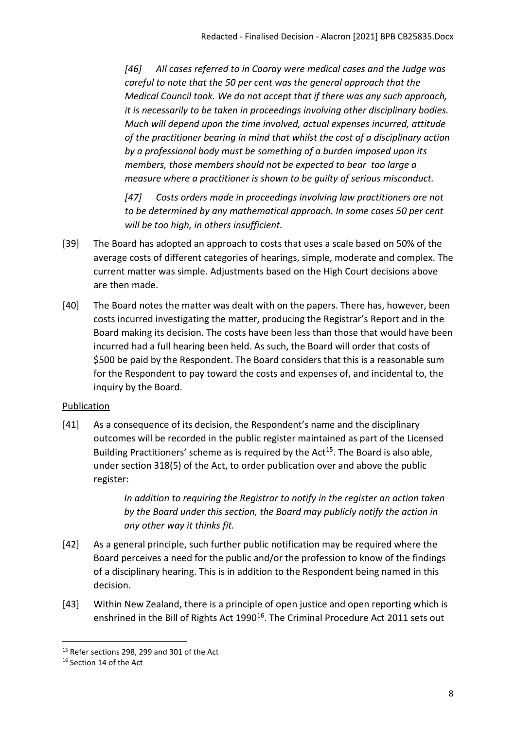> *[46] All cases referred to in Cooray were medical cases and the Judge was careful to note that the 50 per cent was the general approach that the Medical Council took. We do not accept that if there was any such approach, it is necessarily to be taken in proceedings involving other disciplinary bodies. Much will depend upon the time involved, actual expenses incurred, attitude of the practitioner bearing in mind that whilst the cost of a disciplinary action by a professional body must be something of a burden imposed upon its members, those members should not be expected to bear too large a measure where a practitioner is shown to be guilty of serious misconduct.*
>
> *[47] Costs orders made in proceedings involving law practitioners are not to be determined by any mathematical approach. In some cases 50 per cent will be too high, in others insufficient.*

[39] The Board has adopted an approach to costs that uses a scale based on 50% of the average costs of different categories of hearings, simple, moderate and complex. The current matter was simple. Adjustments based on the High Court decisions above are then made.

[40] The Board notes the matter was dealt with on the papers. There has, however, been costs incurred investigating the matter, producing the Registrar's Report and in the Board making its decision. The costs have been less than those that would have been incurred had a full hearing been held. As such, the Board will order that costs of $500 be paid by the Respondent. The Board considers that this is a reasonable sum for the Respondent to pay toward the costs and expenses of, and incidental to, the inquiry by the Board.

Publication

[41] As a consequence of its decision, the Respondent's name and the disciplinary outcomes will be recorded in the public register maintained as part of the Licensed Building Practitioners' scheme as is required by the Act[15]. The Board is also able, under section 318(5) of the Act, to order publication over and above the public register:

> *In addition to requiring the Registrar to notify in the register an action taken by the Board under this section, the Board may publicly notify the action in any other way it thinks fit.*

[42] As a general principle, such further public notification may be required where the Board perceives a need for the public and/or the profession to know of the findings of a disciplinary hearing. This is in addition to the Respondent being named in this decision.

[43] Within New Zealand, there is a principle of open justice and open reporting which is enshrined in the Bill of Rights Act 1990[16]. The Criminal Procedure Act 2011 sets out

---

[15] Refer sections 298, 299 and 301 of the Act

[16] Section 14 of the Act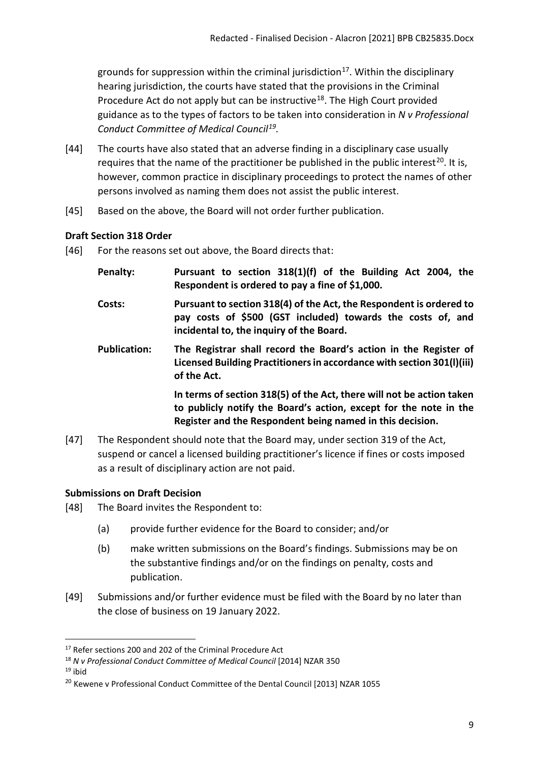grounds for suppression within the criminal jurisdiction[17]. Within the disciplinary hearing jurisdiction, the courts have stated that the provisions in the Criminal Procedure Act do not apply but can be instructive[18]. The High Court provided guidance as to the types of factors to be taken into consideration in *N v Professional Conduct Committee of Medical Council*[19].

[44] The courts have also stated that an adverse finding in a disciplinary case usually requires that the name of the practitioner be published in the public interest[20]. It is, however, common practice in disciplinary proceedings to protect the names of other persons involved as naming them does not assist the public interest.

[45] Based on the above, the Board will not order further publication.

### Draft Section 318 Order

[46] For the reasons set out above, the Board directs that:

**Penalty:** **Pursuant to section 318(1)(f) of the Building Act 2004, the Respondent is ordered to pay a fine of $1,000.**

**Costs:** **Pursuant to section 318(4) of the Act, the Respondent is ordered to pay costs of $500 (GST included) towards the costs of, and incidental to, the inquiry of the Board.**

**Publication:** **The Registrar shall record the Board's action in the Register of Licensed Building Practitioners in accordance with section 301(l)(iii) of the Act.**

**In terms of section 318(5) of the Act, there will not be action taken to publicly notify the Board's action, except for the note in the Register and the Respondent being named in this decision.**

[47] The Respondent should note that the Board may, under section 319 of the Act, suspend or cancel a licensed building practitioner's licence if fines or costs imposed as a result of disciplinary action are not paid.

### Submissions on Draft Decision

[48] The Board invites the Respondent to:

(a) provide further evidence for the Board to consider; and/or

(b) make written submissions on the Board's findings. Submissions may be on the substantive findings and/or on the findings on penalty, costs and publication.

[49] Submissions and/or further evidence must be filed with the Board by no later than the close of business on 19 January 2022.

---

[17] Refer sections 200 and 202 of the Criminal Procedure Act

[18] *N v Professional Conduct Committee of Medical Council* [2014] NZAR 350

[19] ibid

[20] Kewene v Professional Conduct Committee of the Dental Council [2013] NZAR 1055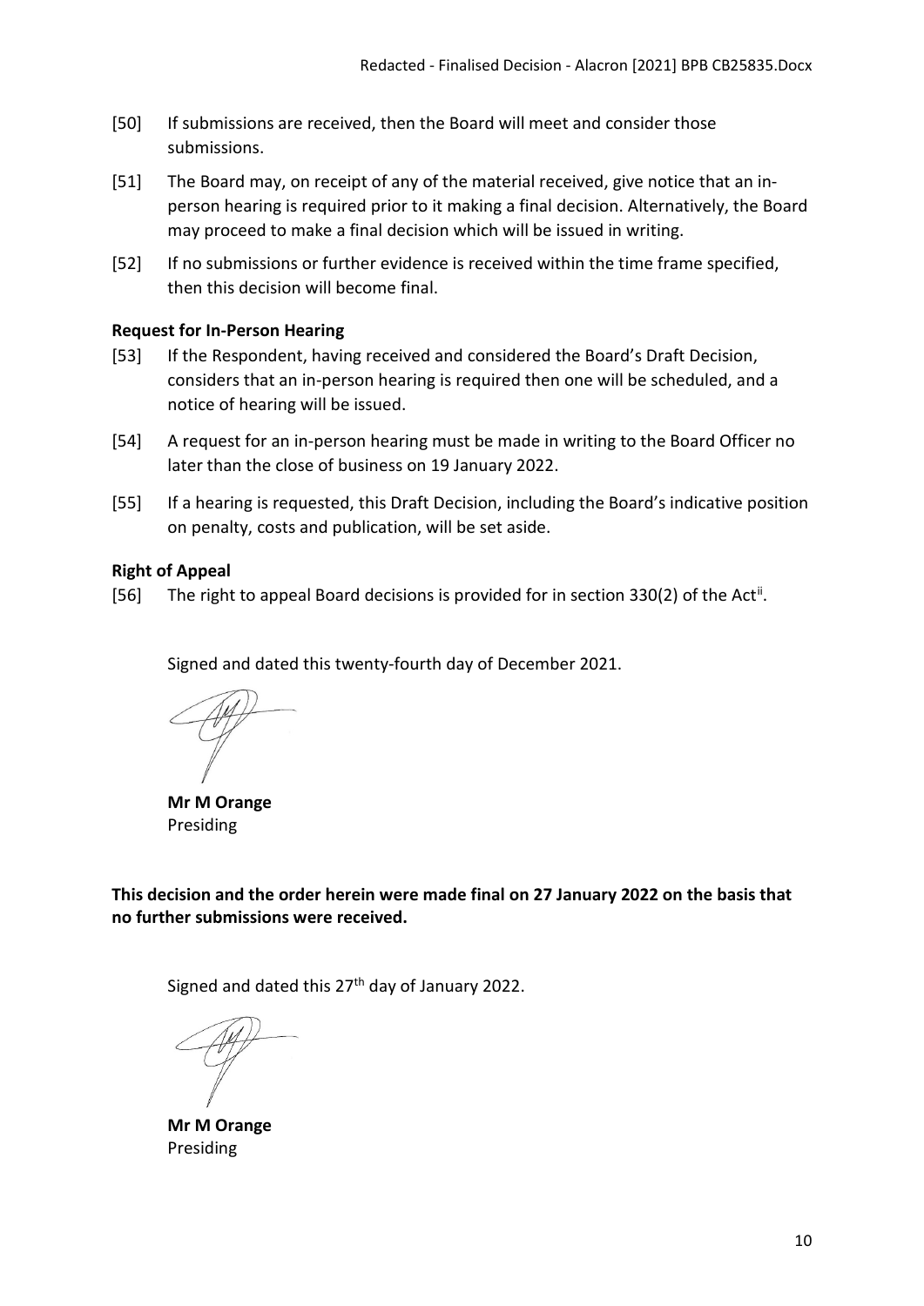[50] If submissions are received, then the Board will meet and consider those submissions.

[51] The Board may, on receipt of any of the material received, give notice that an in-person hearing is required prior to it making a final decision. Alternatively, the Board may proceed to make a final decision which will be issued in writing.

[52] If no submissions or further evidence is received within the time frame specified, then this decision will become final.

**Request for In-Person Hearing**

[53] If the Respondent, having received and considered the Board's Draft Decision, considers that an in-person hearing is required then one will be scheduled, and a notice of hearing will be issued.

[54] A request for an in-person hearing must be made in writing to the Board Officer no later than the close of business on 19 January 2022.

[55] If a hearing is requested, this Draft Decision, including the Board's indicative position on penalty, costs and publication, will be set aside.

**Right of Appeal**

[56] The right to appeal Board decisions is provided for in section 330(2) of the Act[ii].

Signed and dated this twenty-fourth day of December 2021.

**Mr M Orange**
Presiding

**This decision and the order herein were made final on 27 January 2022 on the basis that no further submissions were received.**

Signed and dated this 27th day of January 2022.

**Mr M Orange**
Presiding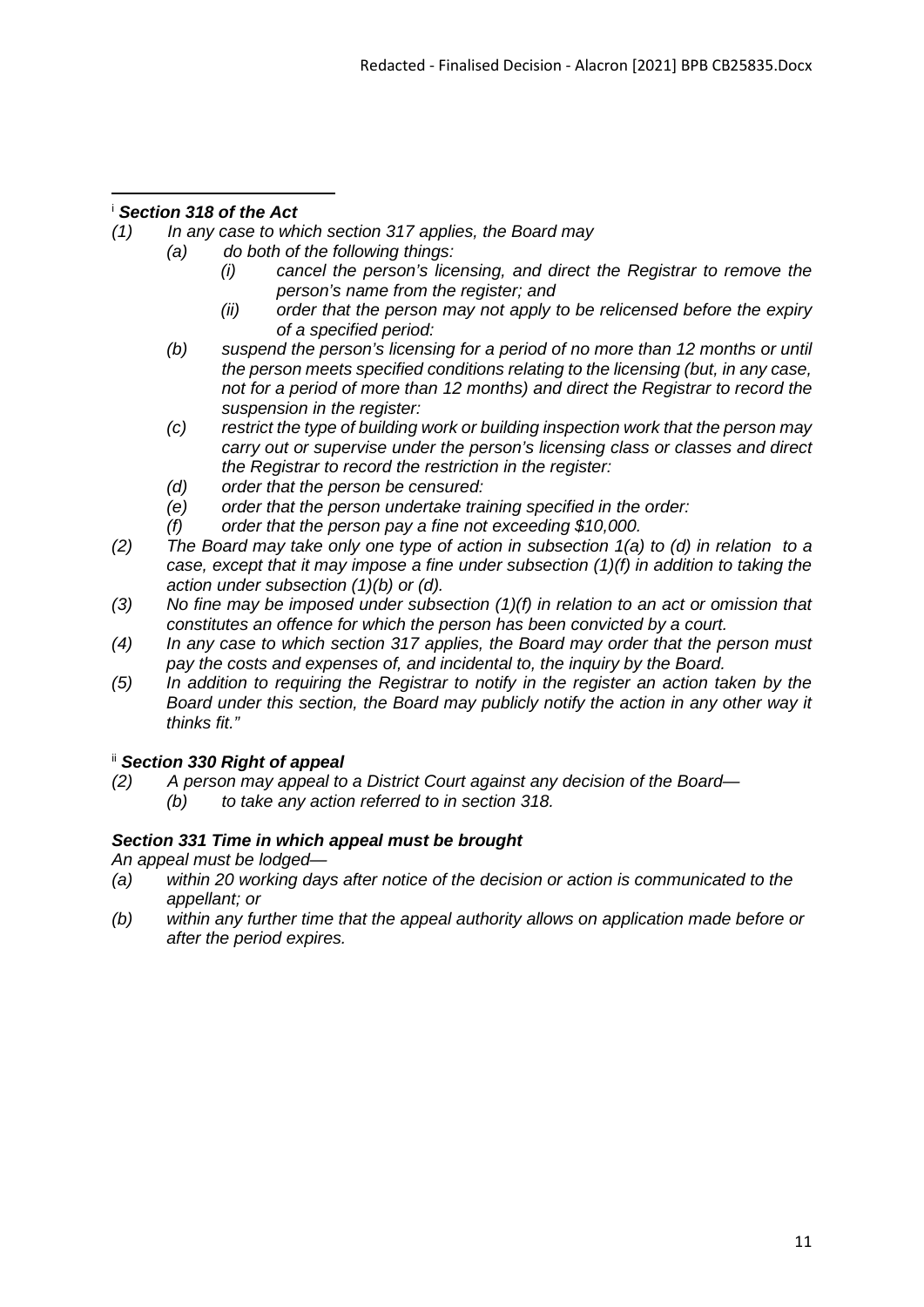[i] ***Section 318 of the Act***

*(1) In any case to which section 317 applies, the Board may*

*(a) do both of the following things:*

*(i) cancel the person's licensing, and direct the Registrar to remove the person's name from the register; and*

*(ii) order that the person may not apply to be relicensed before the expiry of a specified period:*

*(b) suspend the person's licensing for a period of no more than 12 months or until the person meets specified conditions relating to the licensing (but, in any case, not for a period of more than 12 months) and direct the Registrar to record the suspension in the register:*

*(c) restrict the type of building work or building inspection work that the person may carry out or supervise under the person's licensing class or classes and direct the Registrar to record the restriction in the register:*

*(d) order that the person be censured:*

*(e) order that the person undertake training specified in the order:*

*(f) order that the person pay a fine not exceeding $10,000.*

*(2) The Board may take only one type of action in subsection 1(a) to (d) in relation to a case, except that it may impose a fine under subsection (1)(f) in addition to taking the action under subsection (1)(b) or (d).*

*(3) No fine may be imposed under subsection (1)(f) in relation to an act or omission that constitutes an offence for which the person has been convicted by a court.*

*(4) In any case to which section 317 applies, the Board may order that the person must pay the costs and expenses of, and incidental to, the inquiry by the Board.*

*(5) In addition to requiring the Registrar to notify in the register an action taken by the Board under this section, the Board may publicly notify the action in any other way it thinks fit."*

[ii] ***Section 330 Right of appeal***

*(2) A person may appeal to a District Court against any decision of the Board—*

*(b) to take any action referred to in section 318.*

***Section 331 Time in which appeal must be brought***

*An appeal must be lodged—*

*(a) within 20 working days after notice of the decision or action is communicated to the appellant; or*

*(b) within any further time that the appeal authority allows on application made before or after the period expires.*